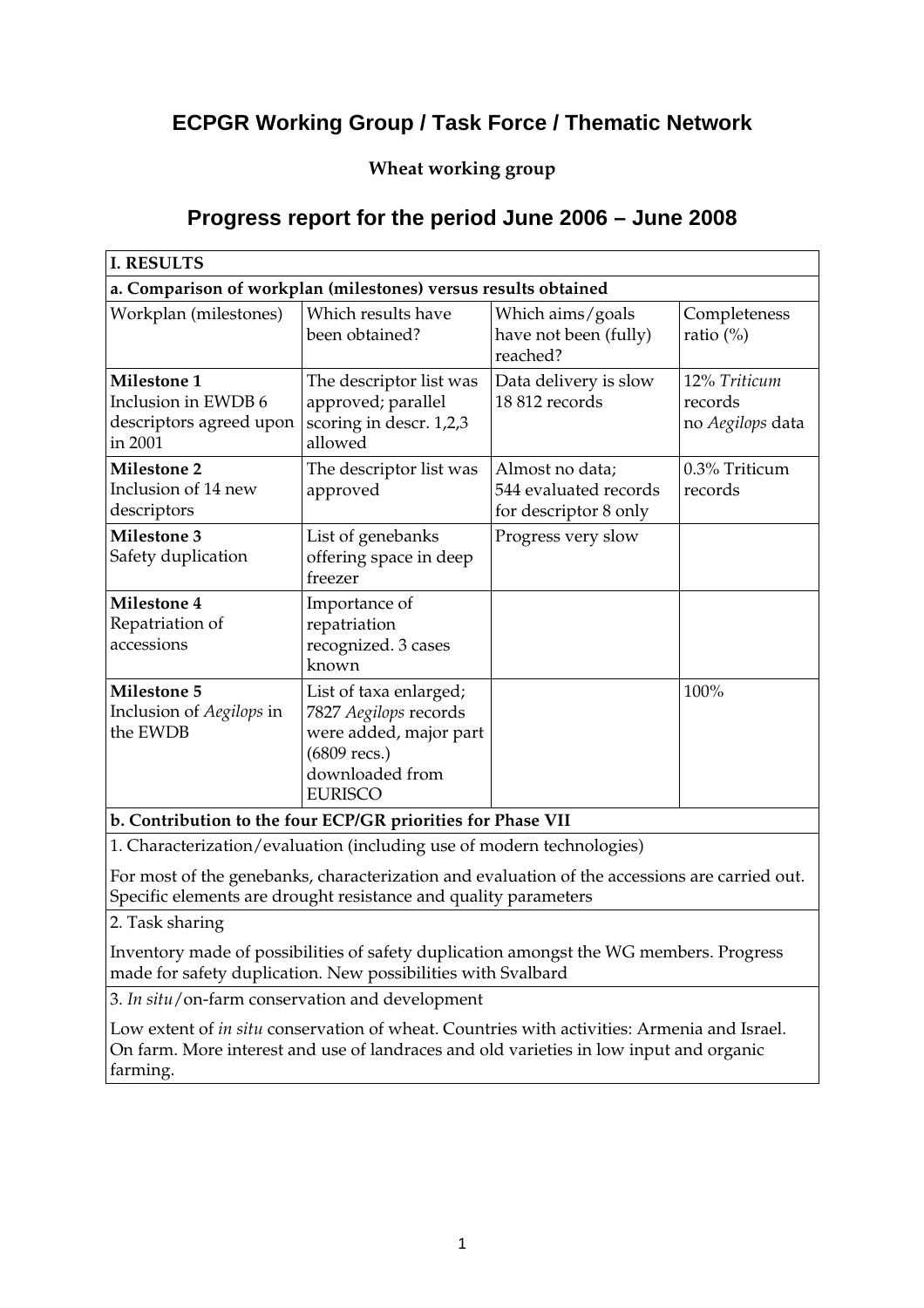# ECPGR Working Group / Task Force / Thematic Network

**Wheat working group**

## Progress report for the period June 2006 – June 2008

| **I. RESULTS** | | | |
|---|---|---|---|
| **a. Comparison of workplan (milestones) versus results obtained** | | | |
| Workplan (milestones) | Which results have been obtained? | Which aims/goals have not been (fully) reached? | Completeness ratio (%) |
| **Milestone 1** Inclusion in EWDB 6 descriptors agreed upon in 2001 | The descriptor list was approved; parallel scoring in descr. 1,2,3 allowed | Data delivery is slow 18 812 records | 12% *Triticum* records no *Aegilops* data |
| **Milestone 2** Inclusion of 14 new descriptors | The descriptor list was approved | Almost no data; 544 evaluated records for descriptor 8 only | 0.3% Triticum records |
| **Milestone 3** Safety duplication | List of genebanks offering space in deep freezer | Progress very slow | |
| **Milestone 4** Repatriation of accessions | Importance of repatriation recognized. 3 cases known | | |
| **Milestone 5** Inclusion of *Aegilops* in the EWDB | List of taxa enlarged; 7827 *Aegilops* records were added, major part (6809 recs.) downloaded from EURISCO | | 100% |
| **b. Contribution to the four ECP/GR priorities for Phase VII** | | | |
| 1. Characterization/evaluation (including use of modern technologies)<br>For most of the genebanks, characterization and evaluation of the accessions are carried out. Specific elements are drought resistance and quality parameters | | | |
| 2. Task sharing<br>Inventory made of possibilities of safety duplication amongst the WG members. Progress made for safety duplication. New possibilities with Svalbard | | | |
| 3. *In situ*/on-farm conservation and development<br>Low extent of *in situ* conservation of wheat. Countries with activities: Armenia and Israel. On farm. More interest and use of landraces and old varieties in low input and organic farming. | | | |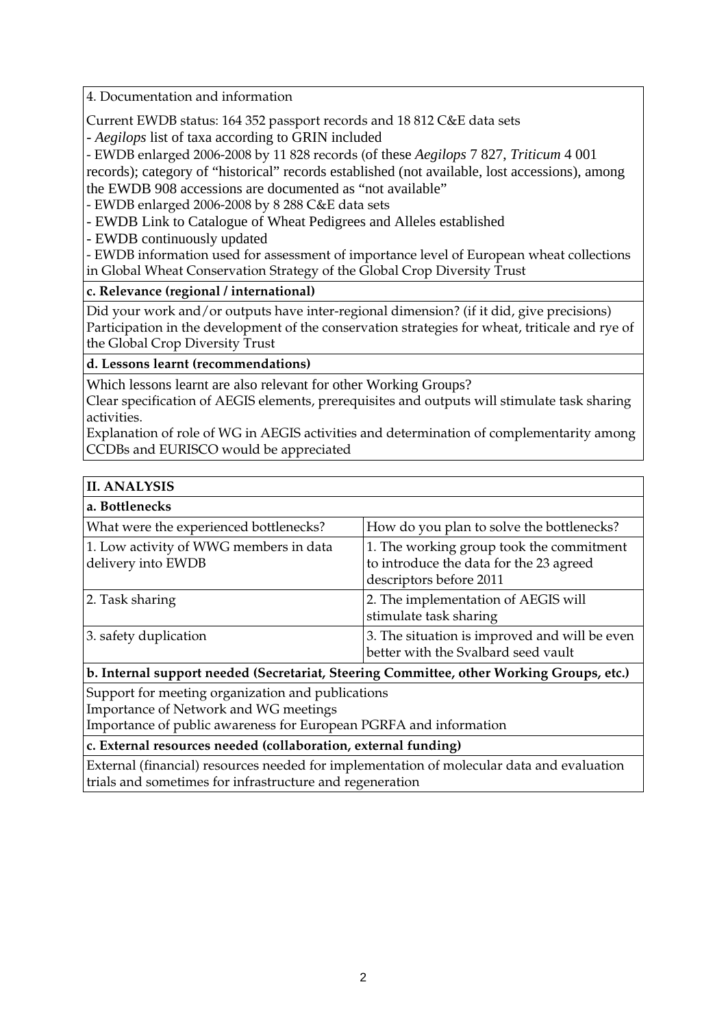4. Documentation and information

Current EWDB status: 164 352 passport records and 18 812 C&E data sets

- *Aegilops* list of taxa according to GRIN included
- EWDB enlarged 2006-2008 by 11 828 records (of these *Aegilops* 7 827, *Triticum* 4 001 records); category of "historical" records established (not available, lost accessions), among the EWDB 908 accessions are documented as "not available"
- EWDB enlarged 2006-2008 by 8 288 C&E data sets
- EWDB Link to Catalogue of Wheat Pedigrees and Alleles established
- EWDB continuously updated
- EWDB information used for assessment of importance level of European wheat collections in Global Wheat Conservation Strategy of the Global Crop Diversity Trust

**c. Relevance (regional / international)**

Did your work and/or outputs have inter-regional dimension? (if it did, give precisions)
Participation in the development of the conservation strategies for wheat, triticale and rye of the Global Crop Diversity Trust

**d. Lessons learnt (recommendations)**

Which lessons learnt are also relevant for other Working Groups?
Clear specification of AEGIS elements, prerequisites and outputs will stimulate task sharing activities.
Explanation of role of WG in AEGIS activities and determination of complementarity among CCDBs and EURISCO would be appreciated

## II. ANALYSIS

**a. Bottlenecks**

| What were the experienced bottlenecks? | How do you plan to solve the bottlenecks? |
|---|---|
| 1. Low activity of WWG members in data delivery into EWDB | 1. The working group took the commitment to introduce the data for the 23 agreed descriptors before 2011 |
| 2. Task sharing | 2. The implementation of AEGIS will stimulate task sharing |
| 3. safety duplication | 3. The situation is improved and will be even better with the Svalbard seed vault |

**b. Internal support needed (Secretariat, Steering Committee, other Working Groups, etc.)**

Support for meeting organization and publications
Importance of Network and WG meetings
Importance of public awareness for European PGRFA and information

**c. External resources needed (collaboration, external funding)**

External (financial) resources needed for implementation of molecular data and evaluation trials and sometimes for infrastructure and regeneration